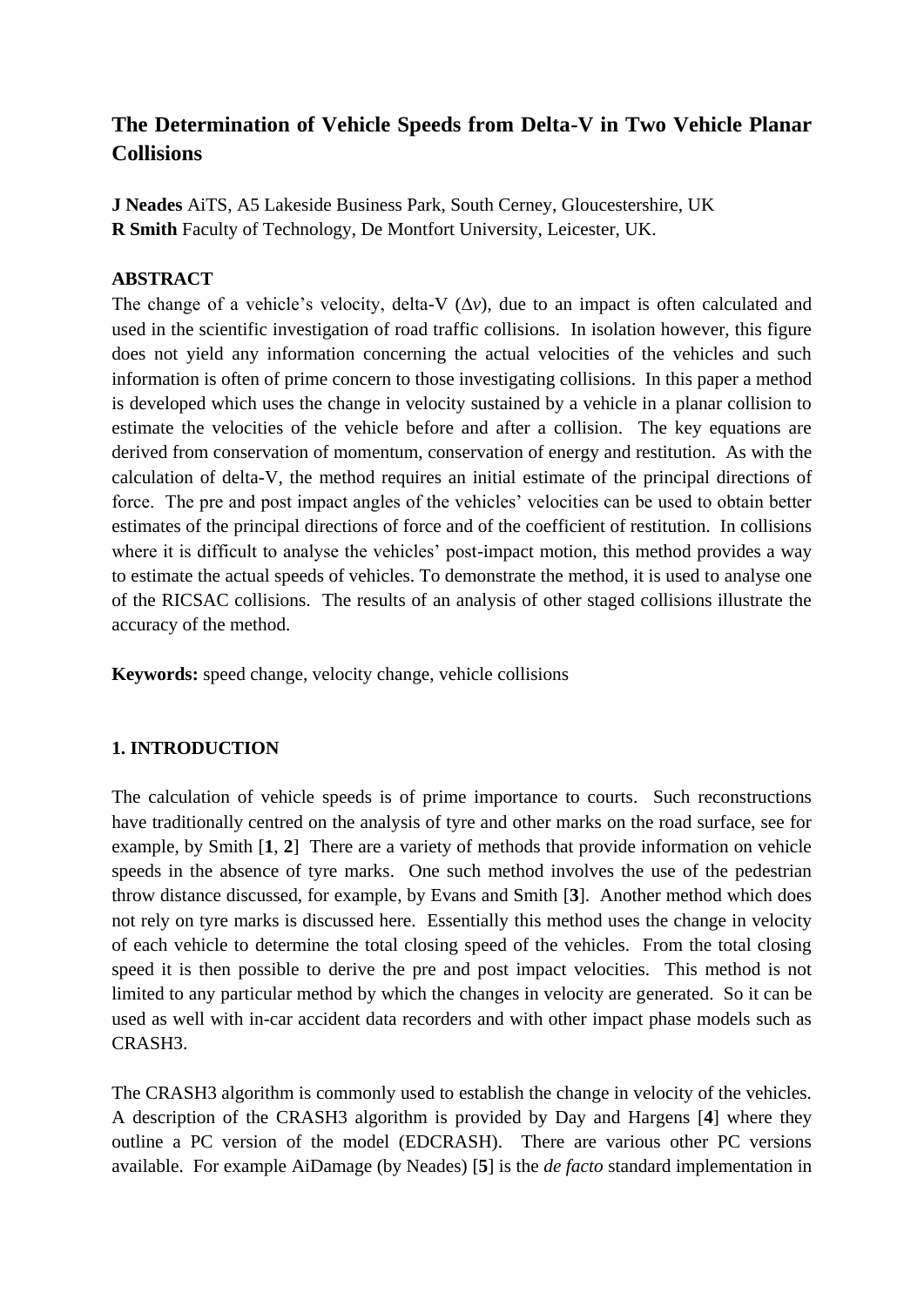# The Determination of Vehicle Speeds from Delta-V in Two Vehicle Planar Collisions

**J Neades** AiTS, A5 Lakeside Business Park, South Cerney, Gloucestershire, UK
**R Smith** Faculty of Technology, De Montfort University, Leicester, UK.

## ABSTRACT

The change of a vehicle's velocity, delta-V ($\Delta v$), due to an impact is often calculated and used in the scientific investigation of road traffic collisions. In isolation however, this figure does not yield any information concerning the actual velocities of the vehicles and such information is often of prime concern to those investigating collisions. In this paper a method is developed which uses the change in velocity sustained by a vehicle in a planar collision to estimate the velocities of the vehicle before and after a collision. The key equations are derived from conservation of momentum, conservation of energy and restitution. As with the calculation of delta-V, the method requires an initial estimate of the principal directions of force. The pre and post impact angles of the vehicles' velocities can be used to obtain better estimates of the principal directions of force and of the coefficient of restitution. In collisions where it is difficult to analyse the vehicles' post-impact motion, this method provides a way to estimate the actual speeds of vehicles. To demonstrate the method, it is used to analyse one of the RICSAC collisions. The results of an analysis of other staged collisions illustrate the accuracy of the method.

**Keywords:** speed change, velocity change, vehicle collisions

## 1. INTRODUCTION

The calculation of vehicle speeds is of prime importance to courts. Such reconstructions have traditionally centred on the analysis of tyre and other marks on the road surface, see for example, by Smith [**1**, **2**] There are a variety of methods that provide information on vehicle speeds in the absence of tyre marks. One such method involves the use of the pedestrian throw distance discussed, for example, by Evans and Smith [**3**]. Another method which does not rely on tyre marks is discussed here. Essentially this method uses the change in velocity of each vehicle to determine the total closing speed of the vehicles. From the total closing speed it is then possible to derive the pre and post impact velocities. This method is not limited to any particular method by which the changes in velocity are generated. So it can be used as well with in-car accident data recorders and with other impact phase models such as CRASH3.

The CRASH3 algorithm is commonly used to establish the change in velocity of the vehicles. A description of the CRASH3 algorithm is provided by Day and Hargens [**4**] where they outline a PC version of the model (EDCRASH). There are various other PC versions available. For example AiDamage (by Neades) [**5**] is the *de facto* standard implementation in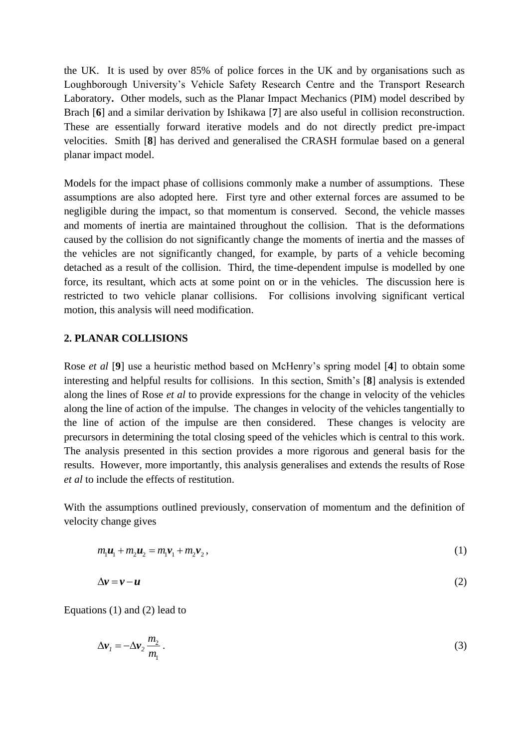the UK. It is used by over 85% of police forces in the UK and by organisations such as Loughborough University's Vehicle Safety Research Centre and the Transport Research Laboratory**.** Other models, such as the Planar Impact Mechanics (PIM) model described by Brach [**6**] and a similar derivation by Ishikawa [**7**] are also useful in collision reconstruction. These are essentially forward iterative models and do not directly predict pre-impact velocities. Smith [**8**] has derived and generalised the CRASH formulae based on a general planar impact model.

Models for the impact phase of collisions commonly make a number of assumptions. These assumptions are also adopted here. First tyre and other external forces are assumed to be negligible during the impact, so that momentum is conserved. Second, the vehicle masses and moments of inertia are maintained throughout the collision. That is the deformations caused by the collision do not significantly change the moments of inertia and the masses of the vehicles are not significantly changed, for example, by parts of a vehicle becoming detached as a result of the collision. Third, the time-dependent impulse is modelled by one force, its resultant, which acts at some point on or in the vehicles. The discussion here is restricted to two vehicle planar collisions. For collisions involving significant vertical motion, this analysis will need modification.

## 2. PLANAR COLLISIONS

Rose *et al* [**9**] use a heuristic method based on McHenry's spring model [**4**] to obtain some interesting and helpful results for collisions. In this section, Smith's [**8**] analysis is extended along the lines of Rose *et al* to provide expressions for the change in velocity of the vehicles along the line of action of the impulse. The changes in velocity of the vehicles tangentially to the line of action of the impulse are then considered. These changes is velocity are precursors in determining the total closing speed of the vehicles which is central to this work. The analysis presented in this section provides a more rigorous and general basis for the results. However, more importantly, this analysis generalises and extends the results of Rose *et al* to include the effects of restitution.

With the assumptions outlined previously, conservation of momentum and the definition of velocity change gives

$$m_1\boldsymbol{u}_1 + m_2\boldsymbol{u}_2 = m_1\boldsymbol{v}_1 + m_2\boldsymbol{v}_2\,, \tag{1}$$

$$\Delta\boldsymbol{v} = \boldsymbol{v} - \boldsymbol{u} \tag{2}$$

Equations (1) and (2) lead to

$$\Delta\boldsymbol{v}_1 = -\Delta\boldsymbol{v}_2\,\frac{m_2}{m_1}\,. \tag{3}$$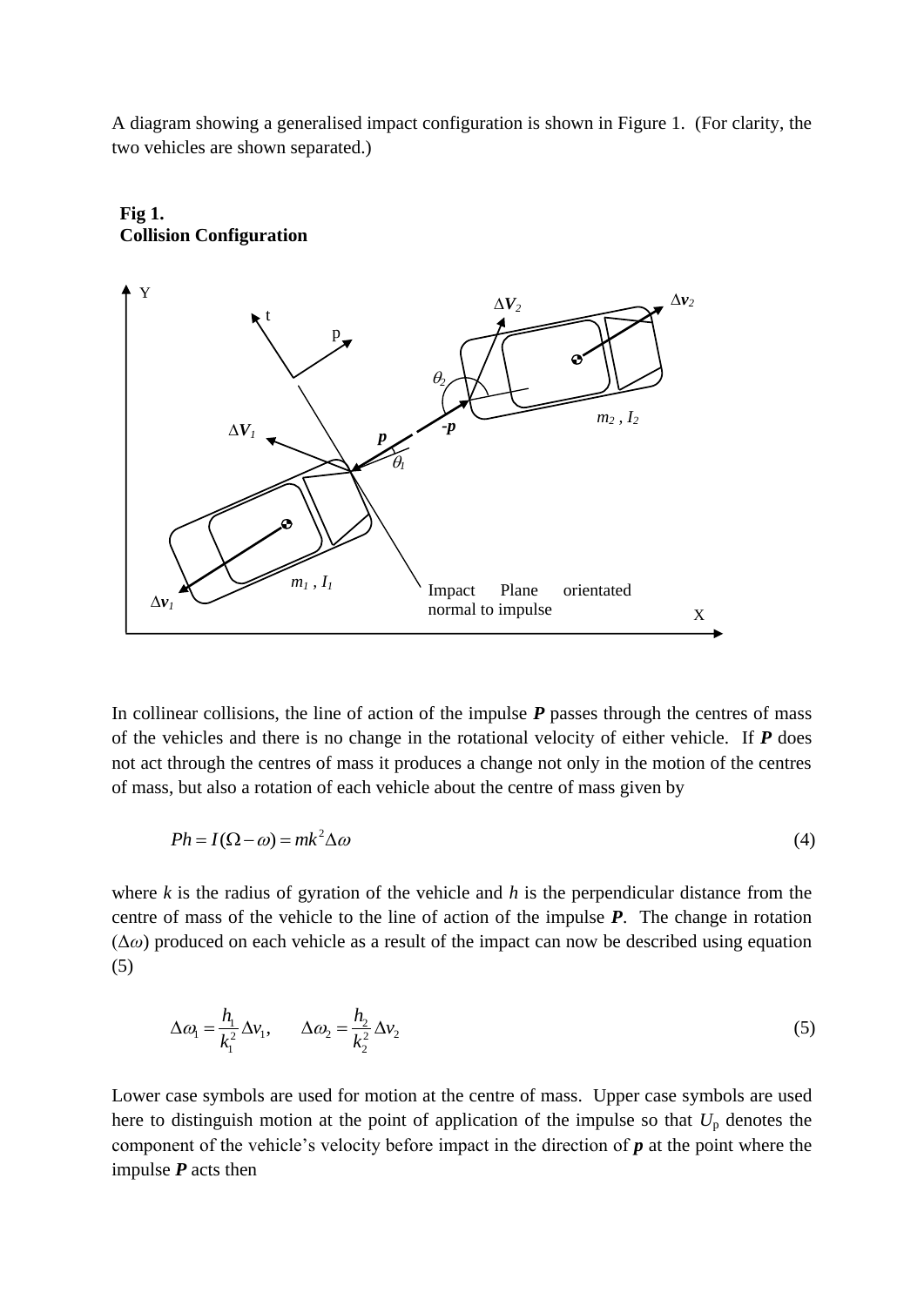A diagram showing a generalised impact configuration is shown in Figure 1. (For clarity, the two vehicles are shown separated.)

**Fig 1.**
**Collision Configuration**

In collinear collisions, the line of action of the impulse ***P*** passes through the centres of mass of the vehicles and there is no change in the rotational velocity of either vehicle. If ***P*** does not act through the centres of mass it produces a change not only in the motion of the centres of mass, but also a rotation of each vehicle about the centre of mass given by

$$Ph = I(\Omega - \omega) = mk^2 \Delta\omega \tag{4}$$

where $k$ is the radius of gyration of the vehicle and $h$ is the perpendicular distance from the centre of mass of the vehicle to the line of action of the impulse ***P***. The change in rotation ($\Delta\omega$) produced on each vehicle as a result of the impact can now be described using equation (5)

$$\Delta\omega_1 = \frac{h_1}{k_1^2}\Delta v_1, \qquad \Delta\omega_2 = \frac{h_2}{k_2^2}\Delta v_2 \tag{5}$$

Lower case symbols are used for motion at the centre of mass. Upper case symbols are used here to distinguish motion at the point of application of the impulse so that $U_p$ denotes the component of the vehicle's velocity before impact in the direction of ***p*** at the point where the impulse ***P*** acts then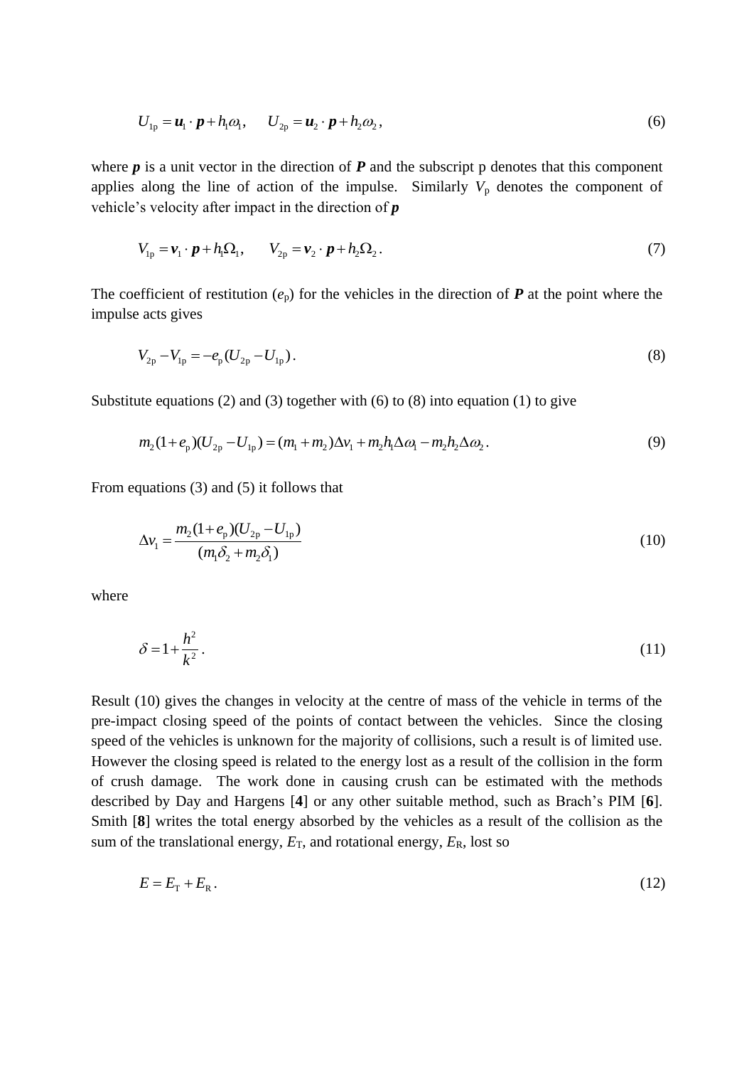$$U_{1\mathrm{p}} = \boldsymbol{u}_1 \cdot \boldsymbol{p} + h_1\omega_1, \qquad U_{2\mathrm{p}} = \boldsymbol{u}_2 \cdot \boldsymbol{p} + h_2\omega_2\,, \tag{6}$$

where $\boldsymbol{p}$ is a unit vector in the direction of $\boldsymbol{P}$ and the subscript p denotes that this component applies along the line of action of the impulse. Similarly $V_\mathrm{p}$ denotes the component of vehicle's velocity after impact in the direction of $\boldsymbol{p}$

$$V_{1\mathrm{p}} = \boldsymbol{v}_1 \cdot \boldsymbol{p} + h_1\Omega_1, \qquad V_{2\mathrm{p}} = \boldsymbol{v}_2 \cdot \boldsymbol{p} + h_2\Omega_2\,. \tag{7}$$

The coefficient of restitution ($e_\mathrm{p}$) for the vehicles in the direction of $\boldsymbol{P}$ at the point where the impulse acts gives

$$V_{2\mathrm{p}} - V_{1\mathrm{p}} = -e_\mathrm{p}(U_{2\mathrm{p}} - U_{1\mathrm{p}})\,. \tag{8}$$

Substitute equations (2) and (3) together with (6) to (8) into equation (1) to give

$$m_2(1+e_\mathrm{p})(U_{2\mathrm{p}} - U_{1\mathrm{p}}) = (m_1 + m_2)\Delta v_1 + m_2 h_1 \Delta\omega_1 - m_2 h_2 \Delta\omega_2\,. \tag{9}$$

From equations (3) and (5) it follows that

$$\Delta v_1 = \frac{m_2(1+e_\mathrm{p})(U_{2\mathrm{p}} - U_{1\mathrm{p}})}{(m_1\delta_2 + m_2\delta_1)} \tag{10}$$

where

$$\delta = 1 + \frac{h^2}{k^2}\,. \tag{11}$$

Result (10) gives the changes in velocity at the centre of mass of the vehicle in terms of the pre-impact closing speed of the points of contact between the vehicles. Since the closing speed of the vehicles is unknown for the majority of collisions, such a result is of limited use. However the closing speed is related to the energy lost as a result of the collision in the form of crush damage. The work done in causing crush can be estimated with the methods described by Day and Hargens [**4**] or any other suitable method, such as Brach's PIM [**6**]. Smith [**8**] writes the total energy absorbed by the vehicles as a result of the collision as the sum of the translational energy, $E_\mathrm{T}$, and rotational energy, $E_\mathrm{R}$, lost so

$$E = E_\mathrm{T} + E_\mathrm{R}\,. \tag{12}$$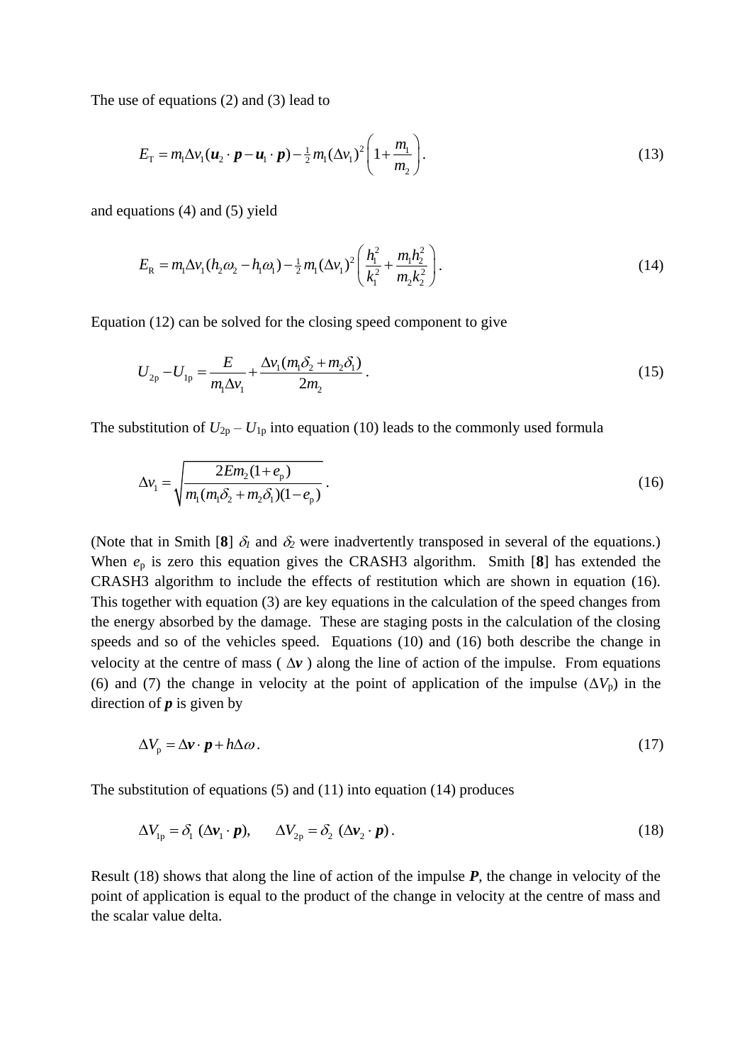The use of equations (2) and (3) lead to

$$E_{\mathrm{T}} = m_1 \Delta v_1 (\boldsymbol{u}_2 \cdot \boldsymbol{p} - \boldsymbol{u}_1 \cdot \boldsymbol{p}) - \tfrac{1}{2} m_1 (\Delta v_1)^2 \left(1 + \frac{m_1}{m_2}\right). \tag{13}$$

and equations (4) and (5) yield

$$E_{\mathrm{R}} = m_1 \Delta v_1 (h_2 \omega_2 - h_1 \omega_1) - \tfrac{1}{2} m_1 (\Delta v_1)^2 \left(\frac{h_1^2}{k_1^2} + \frac{m_1 h_2^2}{m_2 k_2^2}\right). \tag{14}$$

Equation (12) can be solved for the closing speed component to give

$$U_{2\mathrm{p}} - U_{1\mathrm{p}} = \frac{E}{m_1 \Delta v_1} + \frac{\Delta v_1 (m_1 \delta_2 + m_2 \delta_1)}{2 m_2}. \tag{15}$$

The substitution of $U_{2\mathrm{p}} - U_{1\mathrm{p}}$ into equation (10) leads to the commonly used formula

$$\Delta v_1 = \sqrt{\frac{2 E m_2 (1 + e_{\mathrm{p}})}{m_1 (m_1 \delta_2 + m_2 \delta_1)(1 - e_{\mathrm{p}})}}. \tag{16}$$

(Note that in Smith [**8**] $\delta_1$ and $\delta_2$ were inadvertently transposed in several of the equations.) When $e_{\mathrm{p}}$ is zero this equation gives the CRASH3 algorithm. Smith [**8**] has extended the CRASH3 algorithm to include the effects of restitution which are shown in equation (16). This together with equation (3) are key equations in the calculation of the speed changes from the energy absorbed by the damage. These are staging posts in the calculation of the closing speeds and so of the vehicles speed. Equations (10) and (16) both describe the change in velocity at the centre of mass ( $\Delta \boldsymbol{v}$ ) along the line of action of the impulse. From equations (6) and (7) the change in velocity at the point of application of the impulse ($\Delta V_{\mathrm{p}}$) in the direction of $\boldsymbol{p}$ is given by

$$\Delta V_{\mathrm{p}} = \Delta \boldsymbol{v} \cdot \boldsymbol{p} + h \Delta \omega. \tag{17}$$

The substitution of equations (5) and (11) into equation (14) produces

$$\Delta V_{1\mathrm{p}} = \delta_1 \ (\Delta \boldsymbol{v}_1 \cdot \boldsymbol{p}), \qquad \Delta V_{2\mathrm{p}} = \delta_2 \ (\Delta \boldsymbol{v}_2 \cdot \boldsymbol{p}). \tag{18}$$

Result (18) shows that along the line of action of the impulse $\boldsymbol{P}$, the change in velocity of the point of application is equal to the product of the change in velocity at the centre of mass and the scalar value delta.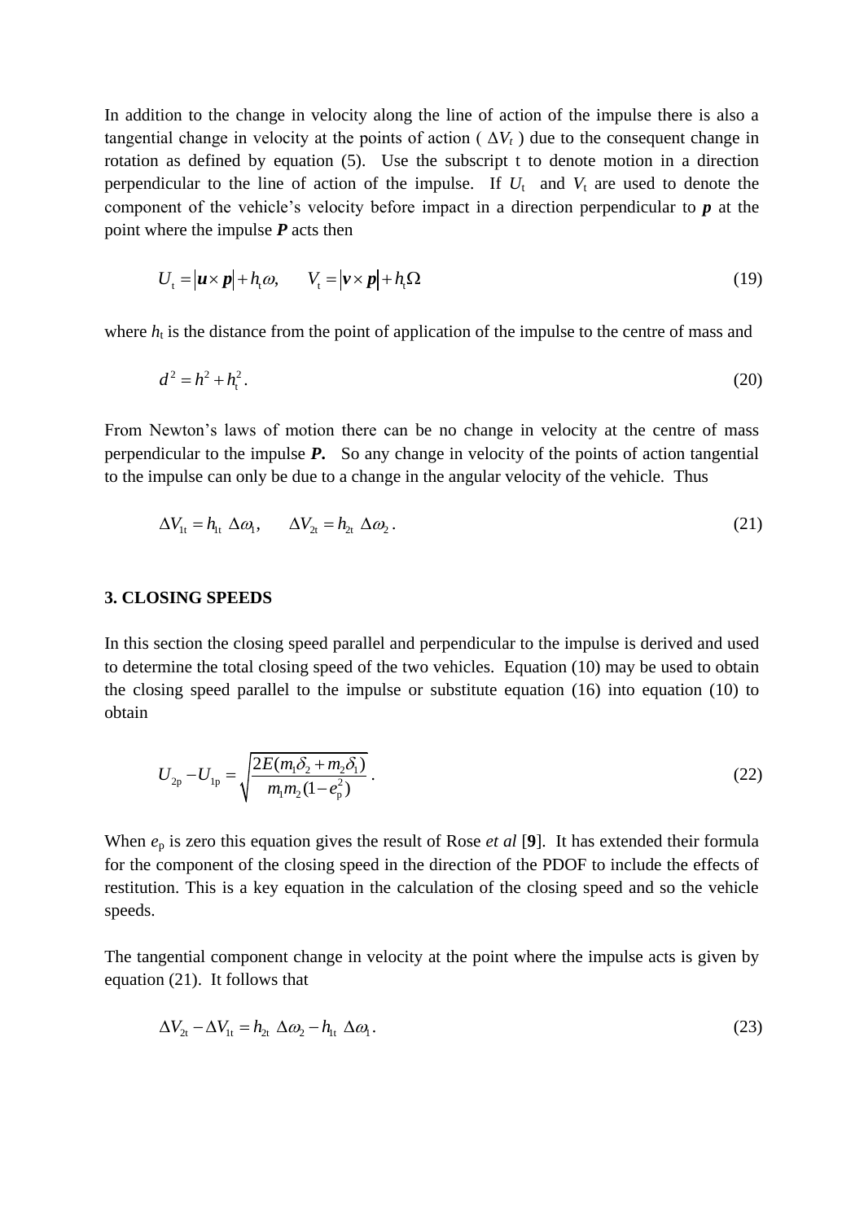In addition to the change in velocity along the line of action of the impulse there is also a tangential change in velocity at the points of action ( $\Delta V_t$ ) due to the consequent change in rotation as defined by equation (5). Use the subscript t to denote motion in a direction perpendicular to the line of action of the impulse. If $U_{\mathrm{t}}$ and $V_{\mathrm{t}}$ are used to denote the component of the vehicle's velocity before impact in a direction perpendicular to $\boldsymbol{p}$ at the point where the impulse $\boldsymbol{P}$ acts then

$$U_{\mathrm{t}} = |\boldsymbol{u} \times \boldsymbol{p}| + h_{\mathrm{t}}\omega, \qquad V_{\mathrm{t}} = |\boldsymbol{v} \times \boldsymbol{p}| + h_{\mathrm{t}}\Omega \tag{19}$$

where $h_{\mathrm{t}}$ is the distance from the point of application of the impulse to the centre of mass and

$$d^2 = h^2 + h_{\mathrm{t}}^2. \tag{20}$$

From Newton's laws of motion there can be no change in velocity at the centre of mass perpendicular to the impulse $\boldsymbol{P}$**.** So any change in velocity of the points of action tangential to the impulse can only be due to a change in the angular velocity of the vehicle. Thus

$$\Delta V_{1\mathrm{t}} = h_{1\mathrm{t}}\ \Delta\omega_1, \qquad \Delta V_{2\mathrm{t}} = h_{2\mathrm{t}}\ \Delta\omega_2\,. \tag{21}$$

## 3. CLOSING SPEEDS

In this section the closing speed parallel and perpendicular to the impulse is derived and used to determine the total closing speed of the two vehicles. Equation (10) may be used to obtain the closing speed parallel to the impulse or substitute equation (16) into equation (10) to obtain

$$U_{2\mathrm{p}} - U_{1\mathrm{p}} = \sqrt{\frac{2E(m_1\delta_2 + m_2\delta_1)}{m_1 m_2(1-e_{\mathrm{p}}^2)}}\,. \tag{22}$$

When $e_{\mathrm{p}}$ is zero this equation gives the result of Rose *et al* [**9**]. It has extended their formula for the component of the closing speed in the direction of the PDOF to include the effects of restitution. This is a key equation in the calculation of the closing speed and so the vehicle speeds.

The tangential component change in velocity at the point where the impulse acts is given by equation (21). It follows that

$$\Delta V_{2\mathrm{t}} - \Delta V_{1\mathrm{t}} = h_{2\mathrm{t}}\ \Delta\omega_2 - h_{1\mathrm{t}}\ \Delta\omega_1. \tag{23}$$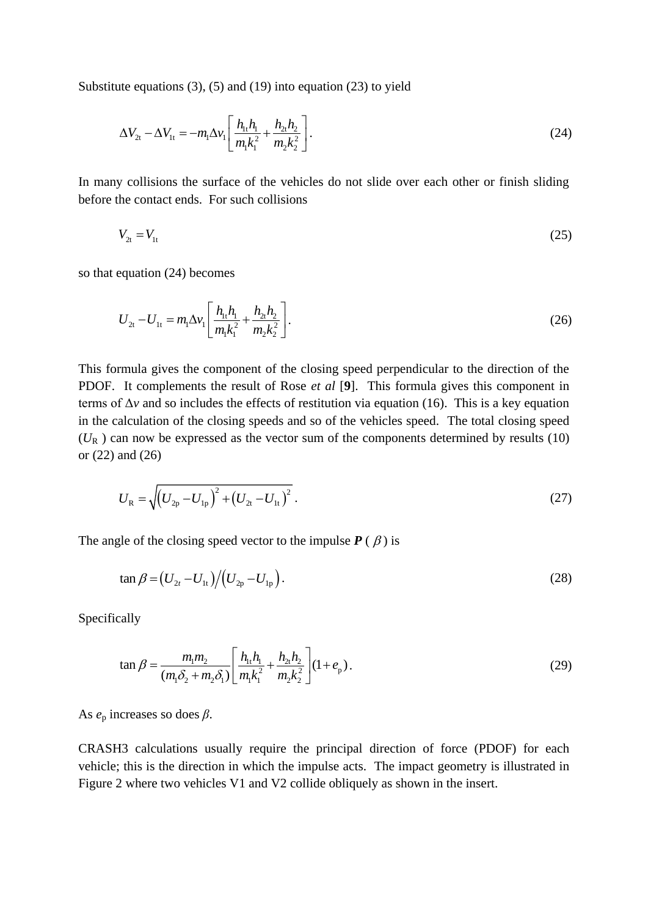Substitute equations (3), (5) and (19) into equation (23) to yield

$$\Delta V_{2\mathrm{t}} - \Delta V_{1\mathrm{t}} = -m_1 \Delta v_1 \left[ \frac{h_{1\mathrm{t}} h_1}{m_1 k_1^2} + \frac{h_{2\mathrm{t}} h_2}{m_2 k_2^2} \right]. \tag{24}$$

In many collisions the surface of the vehicles do not slide over each other or finish sliding before the contact ends. For such collisions

$$V_{2\mathrm{t}} = V_{1\mathrm{t}} \tag{25}$$

so that equation (24) becomes

$$U_{2\mathrm{t}} - U_{1\mathrm{t}} = m_1 \Delta v_1 \left[ \frac{h_{1\mathrm{t}} h_1}{m_1 k_1^2} + \frac{h_{2\mathrm{t}} h_2}{m_2 k_2^2} \right]. \tag{26}$$

This formula gives the component of the closing speed perpendicular to the direction of the PDOF. It complements the result of Rose *et al* [**9**]. This formula gives this component in terms of $\Delta v$ and so includes the effects of restitution via equation (16). This is a key equation in the calculation of the closing speeds and so of the vehicles speed. The total closing speed ($U_{\mathrm{R}}$) can now be expressed as the vector sum of the components determined by results (10) or (22) and (26)

$$U_{\mathrm{R}} = \sqrt{\left(U_{2\mathrm{p}} - U_{1\mathrm{p}}\right)^2 + \left(U_{2\mathrm{t}} - U_{1\mathrm{t}}\right)^2}\,. \tag{27}$$

The angle of the closing speed vector to the impulse $\boldsymbol{P}$ ($\beta$) is

$$\tan\beta = \left(U_{2t} - U_{1\mathrm{t}}\right) \big/ \left(U_{2\mathrm{p}} - U_{1\mathrm{p}}\right). \tag{28}$$

Specifically

$$\tan\beta = \frac{m_1 m_2}{(m_1 \delta_2 + m_2 \delta_1)} \left[ \frac{h_{1\mathrm{t}} h_1}{m_1 k_1^2} + \frac{h_{2\mathrm{t}} h_2}{m_2 k_2^2} \right] (1 + e_{\mathrm{p}}). \tag{29}$$

As $e_{\mathrm{p}}$ increases so does $\beta$.

CRASH3 calculations usually require the principal direction of force (PDOF) for each vehicle; this is the direction in which the impulse acts. The impact geometry is illustrated in Figure 2 where two vehicles V1 and V2 collide obliquely as shown in the insert.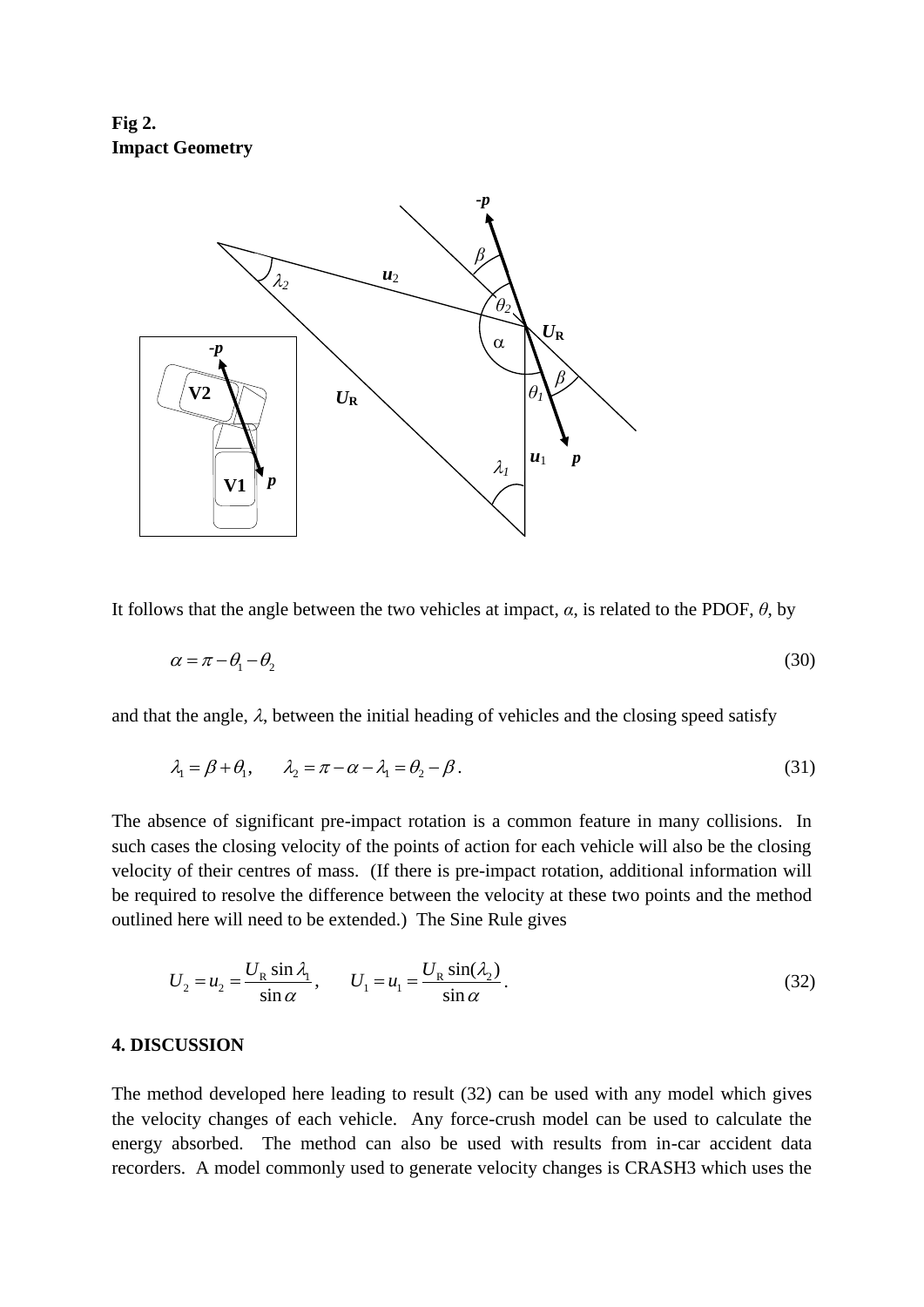**Fig 2.**
**Impact Geometry**

It follows that the angle between the two vehicles at impact, $\alpha$, is related to the PDOF, $\theta$, by

$$\alpha = \pi - \theta_1 - \theta_2 \tag{30}$$

and that the angle, $\lambda$, between the initial heading of vehicles and the closing speed satisfy

$$\lambda_1 = \beta + \theta_1, \qquad \lambda_2 = \pi - \alpha - \lambda_1 = \theta_2 - \beta\,. \tag{31}$$

The absence of significant pre-impact rotation is a common feature in many collisions. In such cases the closing velocity of the points of action for each vehicle will also be the closing velocity of their centres of mass. (If there is pre-impact rotation, additional information will be required to resolve the difference between the velocity at these two points and the method outlined here will need to be extended.) The Sine Rule gives

$$U_2 = u_2 = \frac{U_{\mathrm{R}} \sin \lambda_1}{\sin \alpha}, \qquad U_1 = u_1 = \frac{U_{\mathrm{R}} \sin(\lambda_2)}{\sin \alpha}\,. \tag{32}$$

## 4. DISCUSSION

The method developed here leading to result (32) can be used with any model which gives the velocity changes of each vehicle. Any force-crush model can be used to calculate the energy absorbed. The method can also be used with results from in-car accident data recorders. A model commonly used to generate velocity changes is CRASH3 which uses the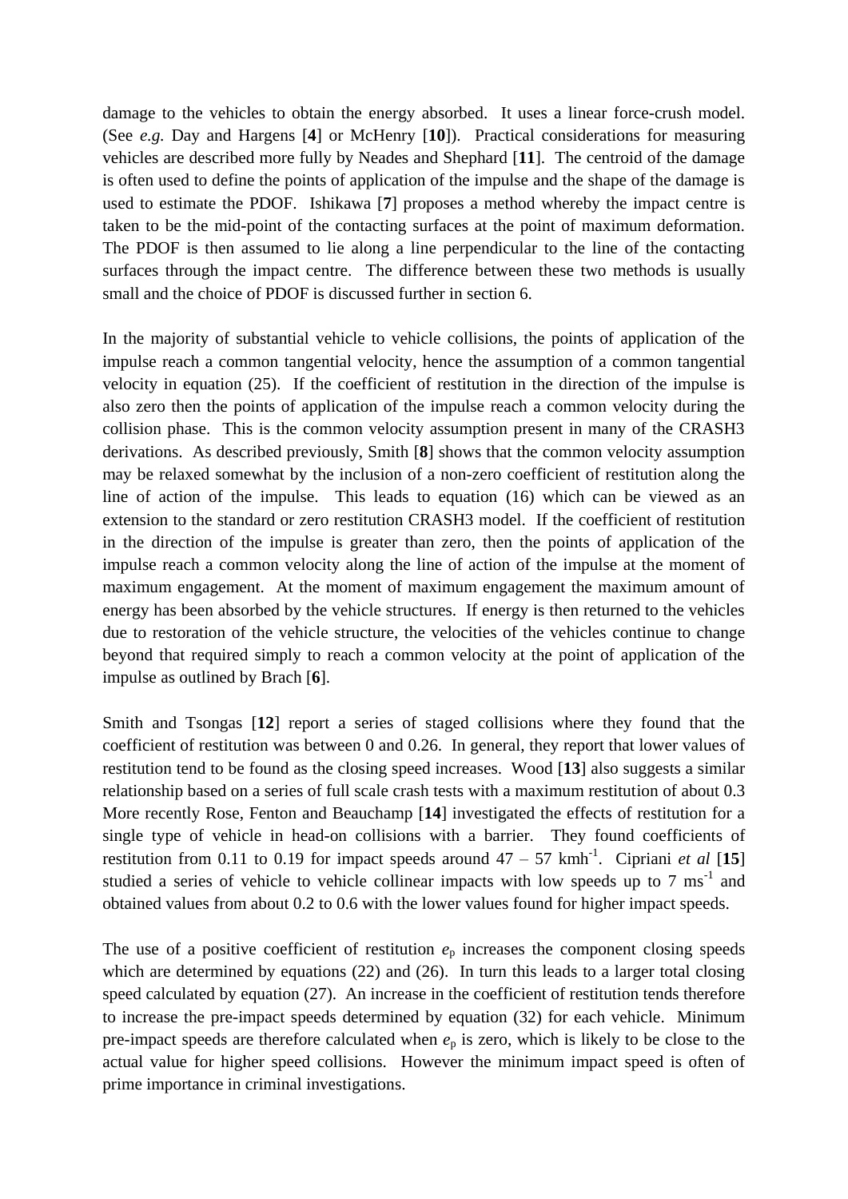damage to the vehicles to obtain the energy absorbed. It uses a linear force-crush model. (See *e.g.* Day and Hargens [**4**] or McHenry [**10**]). Practical considerations for measuring vehicles are described more fully by Neades and Shephard [**11**]. The centroid of the damage is often used to define the points of application of the impulse and the shape of the damage is used to estimate the PDOF. Ishikawa [**7**] proposes a method whereby the impact centre is taken to be the mid-point of the contacting surfaces at the point of maximum deformation. The PDOF is then assumed to lie along a line perpendicular to the line of the contacting surfaces through the impact centre. The difference between these two methods is usually small and the choice of PDOF is discussed further in section 6.

In the majority of substantial vehicle to vehicle collisions, the points of application of the impulse reach a common tangential velocity, hence the assumption of a common tangential velocity in equation (25). If the coefficient of restitution in the direction of the impulse is also zero then the points of application of the impulse reach a common velocity during the collision phase. This is the common velocity assumption present in many of the CRASH3 derivations. As described previously, Smith [**8**] shows that the common velocity assumption may be relaxed somewhat by the inclusion of a non-zero coefficient of restitution along the line of action of the impulse. This leads to equation (16) which can be viewed as an extension to the standard or zero restitution CRASH3 model. If the coefficient of restitution in the direction of the impulse is greater than zero, then the points of application of the impulse reach a common velocity along the line of action of the impulse at the moment of maximum engagement. At the moment of maximum engagement the maximum amount of energy has been absorbed by the vehicle structures. If energy is then returned to the vehicles due to restoration of the vehicle structure, the velocities of the vehicles continue to change beyond that required simply to reach a common velocity at the point of application of the impulse as outlined by Brach [**6**].

Smith and Tsongas [**12**] report a series of staged collisions where they found that the coefficient of restitution was between 0 and 0.26. In general, they report that lower values of restitution tend to be found as the closing speed increases. Wood [**13**] also suggests a similar relationship based on a series of full scale crash tests with a maximum restitution of about 0.3 More recently Rose, Fenton and Beauchamp [**14**] investigated the effects of restitution for a single type of vehicle in head-on collisions with a barrier. They found coefficients of restitution from 0.11 to 0.19 for impact speeds around 47 – 57 $\text{kmh}^{-1}$. Cipriani *et al* [**15**] studied a series of vehicle to vehicle collinear impacts with low speeds up to 7 $\text{ms}^{-1}$ and obtained values from about 0.2 to 0.6 with the lower values found for higher impact speeds.

The use of a positive coefficient of restitution $e_p$ increases the component closing speeds which are determined by equations (22) and (26). In turn this leads to a larger total closing speed calculated by equation (27). An increase in the coefficient of restitution tends therefore to increase the pre-impact speeds determined by equation (32) for each vehicle. Minimum pre-impact speeds are therefore calculated when $e_p$ is zero, which is likely to be close to the actual value for higher speed collisions. However the minimum impact speed is often of prime importance in criminal investigations.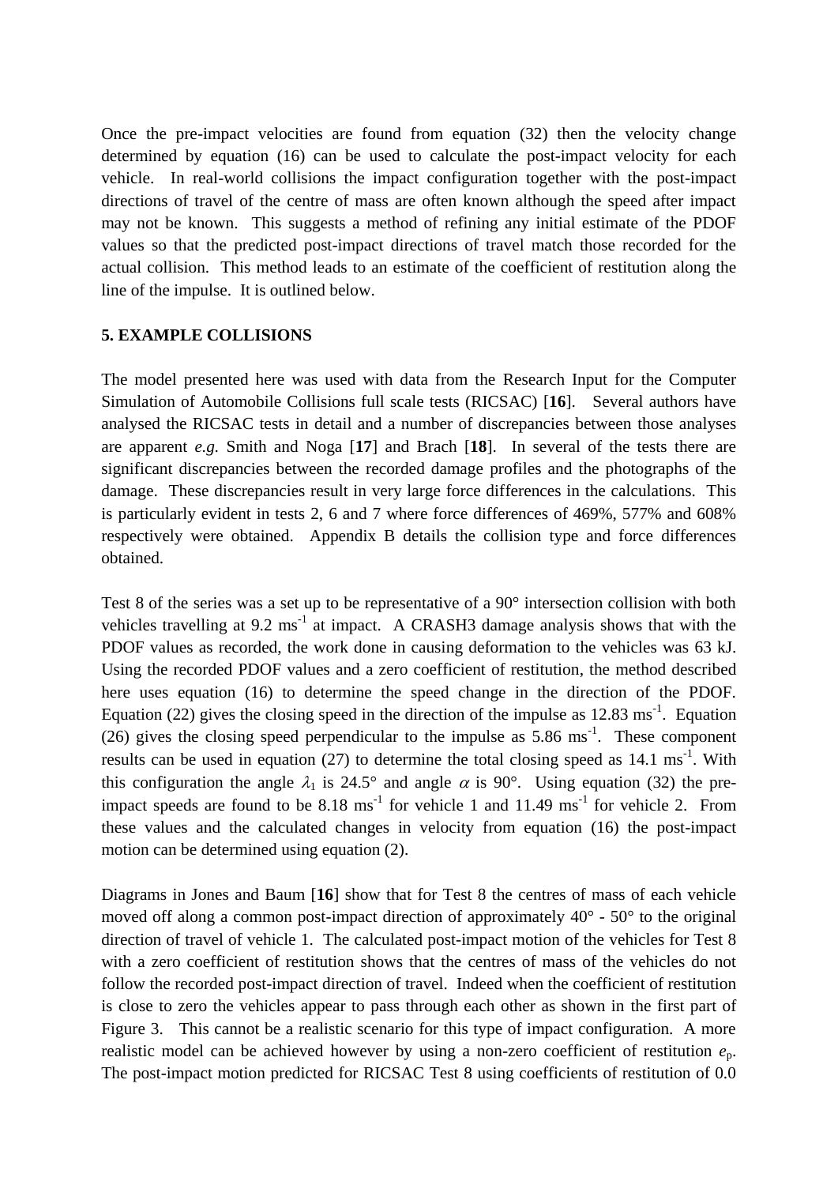Once the pre-impact velocities are found from equation (32) then the velocity change determined by equation (16) can be used to calculate the post-impact velocity for each vehicle. In real-world collisions the impact configuration together with the post-impact directions of travel of the centre of mass are often known although the speed after impact may not be known. This suggests a method of refining any initial estimate of the PDOF values so that the predicted post-impact directions of travel match those recorded for the actual collision. This method leads to an estimate of the coefficient of restitution along the line of the impulse. It is outlined below.

## 5. EXAMPLE COLLISIONS

The model presented here was used with data from the Research Input for the Computer Simulation of Automobile Collisions full scale tests (RICSAC) [**16**]. Several authors have analysed the RICSAC tests in detail and a number of discrepancies between those analyses are apparent *e.g.* Smith and Noga [**17**] and Brach [**18**]. In several of the tests there are significant discrepancies between the recorded damage profiles and the photographs of the damage. These discrepancies result in very large force differences in the calculations. This is particularly evident in tests 2, 6 and 7 where force differences of 469%, 577% and 608% respectively were obtained. Appendix B details the collision type and force differences obtained.

Test 8 of the series was a set up to be representative of a 90° intersection collision with both vehicles travelling at 9.2 $ms^{-1}$ at impact. A CRASH3 damage analysis shows that with the PDOF values as recorded, the work done in causing deformation to the vehicles was 63 kJ. Using the recorded PDOF values and a zero coefficient of restitution, the method described here uses equation (16) to determine the speed change in the direction of the PDOF. Equation (22) gives the closing speed in the direction of the impulse as 12.83 $ms^{-1}$. Equation (26) gives the closing speed perpendicular to the impulse as 5.86 $ms^{-1}$. These component results can be used in equation (27) to determine the total closing speed as 14.1 $ms^{-1}$. With this configuration the angle $\lambda_1$ is 24.5° and angle $\alpha$ is 90°. Using equation (32) the pre-impact speeds are found to be 8.18 $ms^{-1}$ for vehicle 1 and 11.49 $ms^{-1}$ for vehicle 2. From these values and the calculated changes in velocity from equation (16) the post-impact motion can be determined using equation (2).

Diagrams in Jones and Baum [**16**] show that for Test 8 the centres of mass of each vehicle moved off along a common post-impact direction of approximately 40° - 50° to the original direction of travel of vehicle 1. The calculated post-impact motion of the vehicles for Test 8 with a zero coefficient of restitution shows that the centres of mass of the vehicles do not follow the recorded post-impact direction of travel. Indeed when the coefficient of restitution is close to zero the vehicles appear to pass through each other as shown in the first part of Figure 3. This cannot be a realistic scenario for this type of impact configuration. A more realistic model can be achieved however by using a non-zero coefficient of restitution $e_p$. The post-impact motion predicted for RICSAC Test 8 using coefficients of restitution of 0.0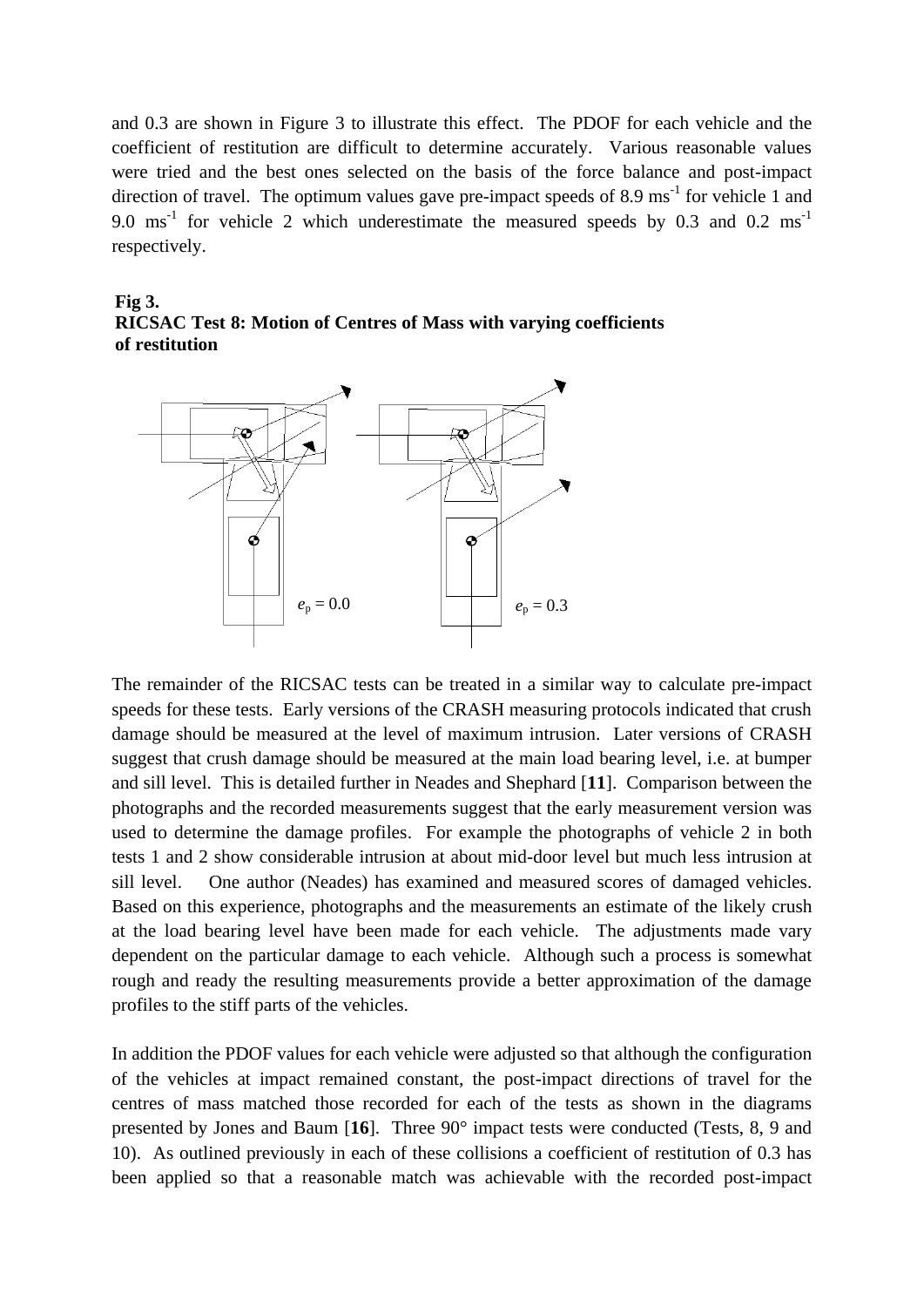and 0.3 are shown in Figure 3 to illustrate this effect. The PDOF for each vehicle and the coefficient of restitution are difficult to determine accurately. Various reasonable values were tried and the best ones selected on the basis of the force balance and post-impact direction of travel. The optimum values gave pre-impact speeds of 8.9 $ms^{-1}$ for vehicle 1 and 9.0 $ms^{-1}$ for vehicle 2 which underestimate the measured speeds by 0.3 and 0.2 $ms^{-1}$ respectively.

**Fig 3.**
**RICSAC Test 8: Motion of Centres of Mass with varying coefficients of restitution**

$e_p = 0.0$ $e_p = 0.3$

The remainder of the RICSAC tests can be treated in a similar way to calculate pre-impact speeds for these tests. Early versions of the CRASH measuring protocols indicated that crush damage should be measured at the level of maximum intrusion. Later versions of CRASH suggest that crush damage should be measured at the main load bearing level, i.e. at bumper and sill level. This is detailed further in Neades and Shephard [**11**]. Comparison between the photographs and the recorded measurements suggest that the early measurement version was used to determine the damage profiles. For example the photographs of vehicle 2 in both tests 1 and 2 show considerable intrusion at about mid-door level but much less intrusion at sill level. One author (Neades) has examined and measured scores of damaged vehicles. Based on this experience, photographs and the measurements an estimate of the likely crush at the load bearing level have been made for each vehicle. The adjustments made vary dependent on the particular damage to each vehicle. Although such a process is somewhat rough and ready the resulting measurements provide a better approximation of the damage profiles to the stiff parts of the vehicles.

In addition the PDOF values for each vehicle were adjusted so that although the configuration of the vehicles at impact remained constant, the post-impact directions of travel for the centres of mass matched those recorded for each of the tests as shown in the diagrams presented by Jones and Baum [**16**]. Three 90° impact tests were conducted (Tests, 8, 9 and 10). As outlined previously in each of these collisions a coefficient of restitution of 0.3 has been applied so that a reasonable match was achievable with the recorded post-impact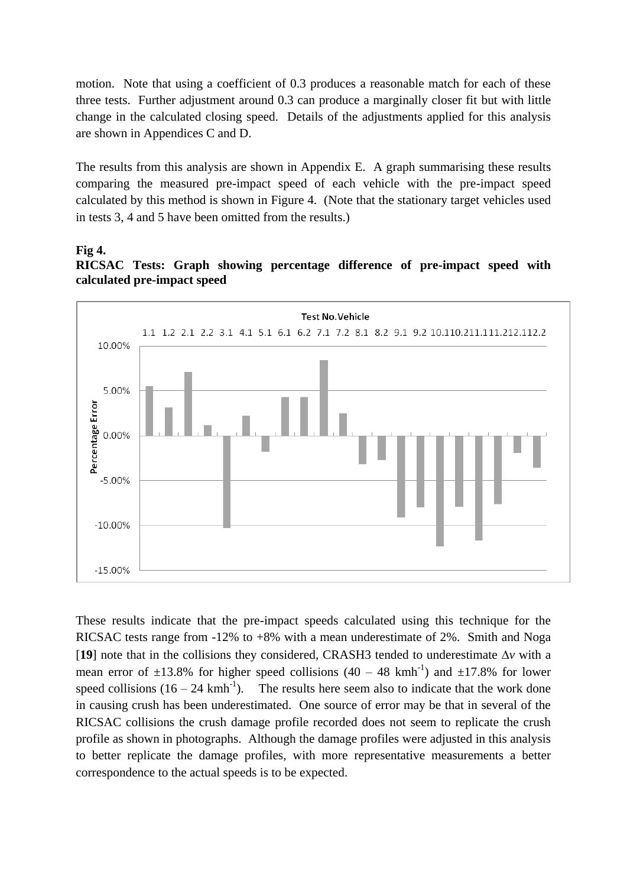motion. Note that using a coefficient of 0.3 produces a reasonable match for each of these three tests. Further adjustment around 0.3 can produce a marginally closer fit but with little change in the calculated closing speed. Details of the adjustments applied for this analysis are shown in Appendices C and D.

The results from this analysis are shown in Appendix E. A graph summarising these results comparing the measured pre-impact speed of each vehicle with the pre-impact speed calculated by this method is shown in Figure 4. (Note that the stationary target vehicles used in tests 3, 4 and 5 have been omitted from the results.)

**Fig 4.**
**RICSAC Tests: Graph showing percentage difference of pre-impact speed with calculated pre-impact speed**

These results indicate that the pre-impact speeds calculated using this technique for the RICSAC tests range from -12% to +8% with a mean underestimate of 2%. Smith and Noga [**19**] note that in the collisions they considered, CRASH3 tended to underestimate $\Delta v$ with a mean error of ±13.8% for higher speed collisions (40 – 48 $\text{kmh}^{-1}$) and ±17.8% for lower speed collisions (16 – 24 $\text{kmh}^{-1}$). The results here seem also to indicate that the work done in causing crush has been underestimated. One source of error may be that in several of the RICSAC collisions the crush damage profile recorded does not seem to replicate the crush profile as shown in photographs. Although the damage profiles were adjusted in this analysis to better replicate the damage profiles, with more representative measurements a better correspondence to the actual speeds is to be expected.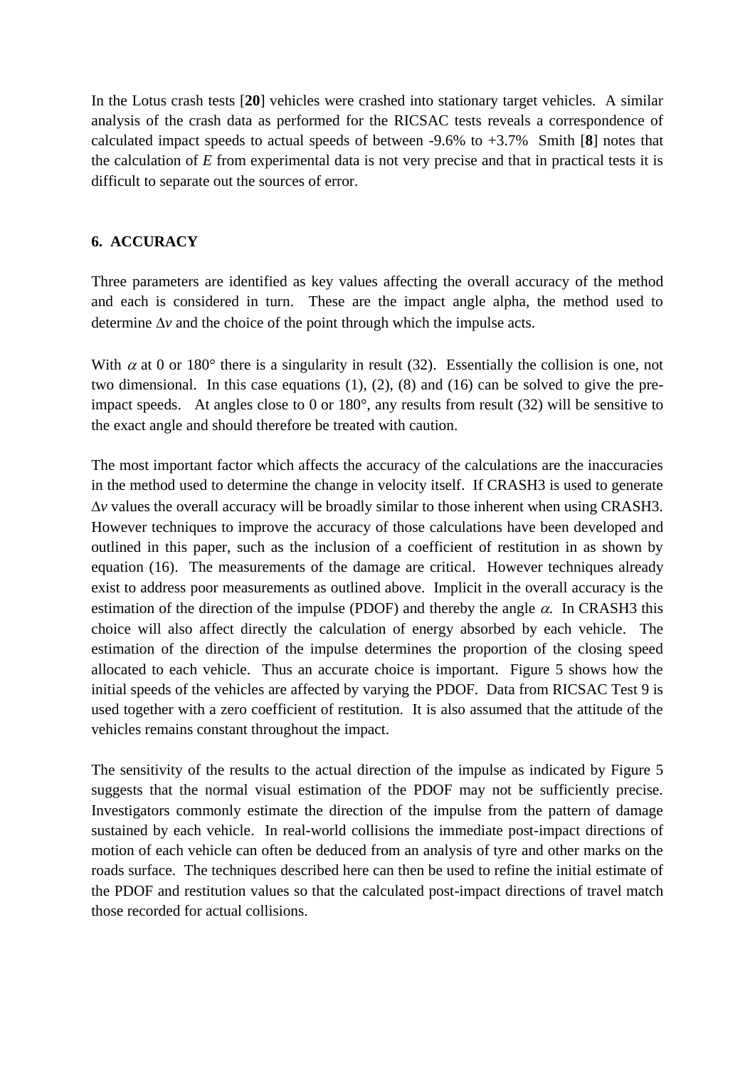In the Lotus crash tests [**20**] vehicles were crashed into stationary target vehicles. A similar analysis of the crash data as performed for the RICSAC tests reveals a correspondence of calculated impact speeds to actual speeds of between -9.6% to +3.7% Smith [**8**] notes that the calculation of $E$ from experimental data is not very precise and that in practical tests it is difficult to separate out the sources of error.

## 6. ACCURACY

Three parameters are identified as key values affecting the overall accuracy of the method and each is considered in turn. These are the impact angle alpha, the method used to determine $\Delta v$ and the choice of the point through which the impulse acts.

With $\alpha$ at 0 or 180° there is a singularity in result (32). Essentially the collision is one, not two dimensional. In this case equations (1), (2), (8) and (16) can be solved to give the pre-impact speeds. At angles close to 0 or 180°, any results from result (32) will be sensitive to the exact angle and should therefore be treated with caution.

The most important factor which affects the accuracy of the calculations are the inaccuracies in the method used to determine the change in velocity itself. If CRASH3 is used to generate $\Delta v$ values the overall accuracy will be broadly similar to those inherent when using CRASH3. However techniques to improve the accuracy of those calculations have been developed and outlined in this paper, such as the inclusion of a coefficient of restitution in as shown by equation (16). The measurements of the damage are critical. However techniques already exist to address poor measurements as outlined above. Implicit in the overall accuracy is the estimation of the direction of the impulse (PDOF) and thereby the angle $\alpha$. In CRASH3 this choice will also affect directly the calculation of energy absorbed by each vehicle. The estimation of the direction of the impulse determines the proportion of the closing speed allocated to each vehicle. Thus an accurate choice is important. Figure 5 shows how the initial speeds of the vehicles are affected by varying the PDOF. Data from RICSAC Test 9 is used together with a zero coefficient of restitution. It is also assumed that the attitude of the vehicles remains constant throughout the impact.

The sensitivity of the results to the actual direction of the impulse as indicated by Figure 5 suggests that the normal visual estimation of the PDOF may not be sufficiently precise. Investigators commonly estimate the direction of the impulse from the pattern of damage sustained by each vehicle. In real-world collisions the immediate post-impact directions of motion of each vehicle can often be deduced from an analysis of tyre and other marks on the roads surface. The techniques described here can then be used to refine the initial estimate of the PDOF and restitution values so that the calculated post-impact directions of travel match those recorded for actual collisions.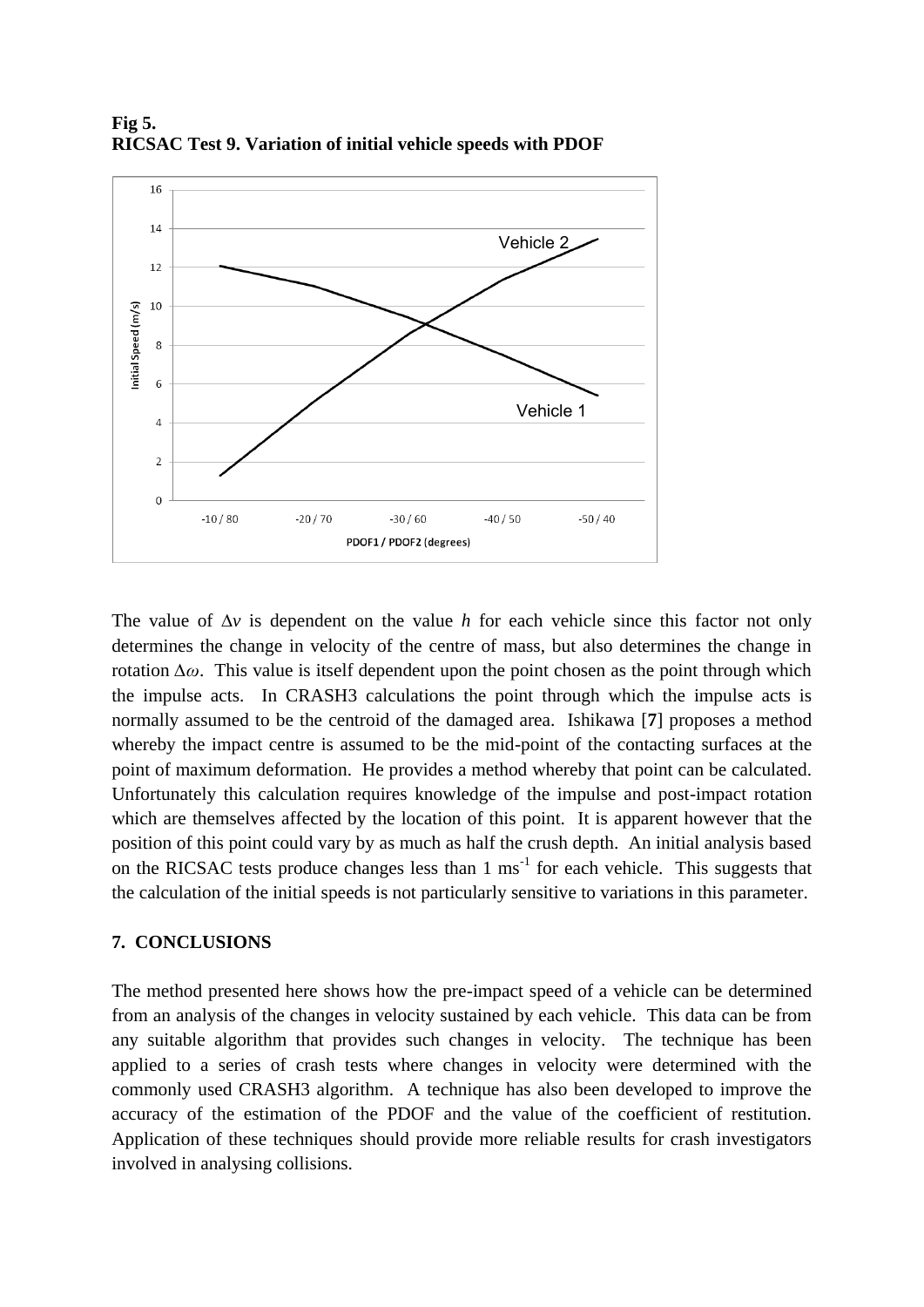**Fig 5.**
**RICSAC Test 9. Variation of initial vehicle speeds with PDOF**

The value of $\Delta v$ is dependent on the value $h$ for each vehicle since this factor not only determines the change in velocity of the centre of mass, but also determines the change in rotation $\Delta\omega$. This value is itself dependent upon the point chosen as the point through which the impulse acts. In CRASH3 calculations the point through which the impulse acts is normally assumed to be the centroid of the damaged area. Ishikawa [**7**] proposes a method whereby the impact centre is assumed to be the mid-point of the contacting surfaces at the point of maximum deformation. He provides a method whereby that point can be calculated. Unfortunately this calculation requires knowledge of the impulse and post-impact rotation which are themselves affected by the location of this point. It is apparent however that the position of this point could vary by as much as half the crush depth. An initial analysis based on the RICSAC tests produce changes less than 1 $ms^{-1}$ for each vehicle. This suggests that the calculation of the initial speeds is not particularly sensitive to variations in this parameter.

## 7. CONCLUSIONS

The method presented here shows how the pre-impact speed of a vehicle can be determined from an analysis of the changes in velocity sustained by each vehicle. This data can be from any suitable algorithm that provides such changes in velocity. The technique has been applied to a series of crash tests where changes in velocity were determined with the commonly used CRASH3 algorithm. A technique has also been developed to improve the accuracy of the estimation of the PDOF and the value of the coefficient of restitution. Application of these techniques should provide more reliable results for crash investigators involved in analysing collisions.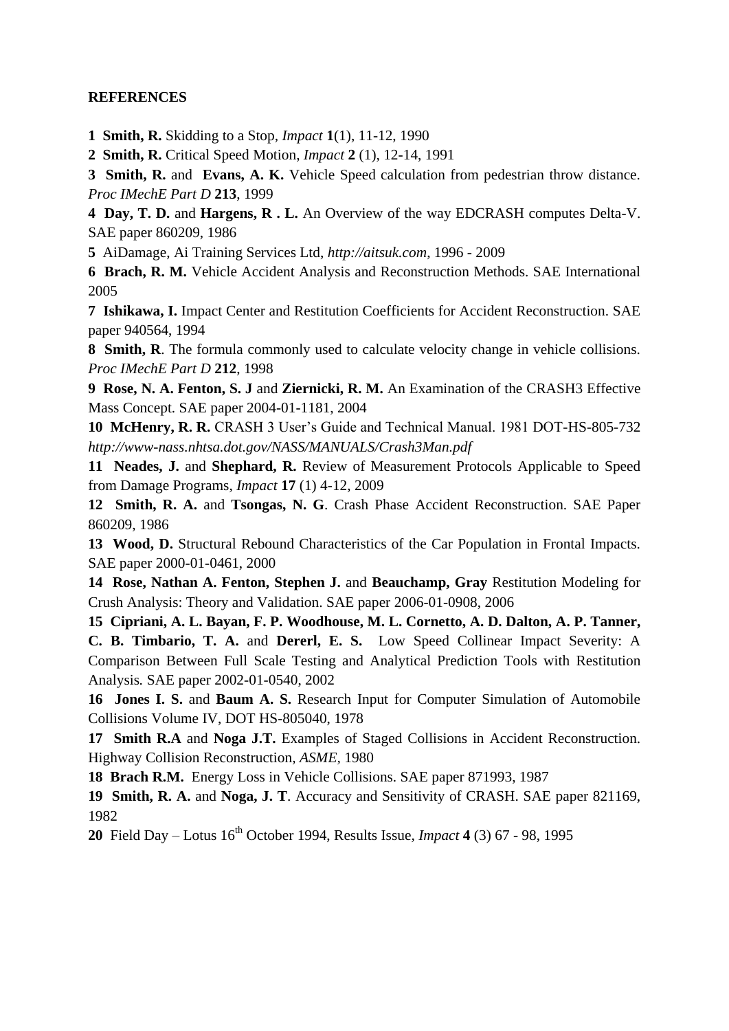**REFERENCES**

**1 Smith, R.** Skidding to a Stop, *Impact* **1**(1), 11-12, 1990

**2 Smith, R.** Critical Speed Motion, *Impact* **2** (1), 12-14, 1991

**3 Smith, R.** and **Evans, A. K.** Vehicle Speed calculation from pedestrian throw distance. *Proc IMechE Part D* **213**, 1999

**4 Day, T. D.** and **Hargens, R . L.** An Overview of the way EDCRASH computes Delta-V. SAE paper 860209, 1986

**5** AiDamage, Ai Training Services Ltd, *http://aitsuk.com*, 1996 - 2009

**6 Brach, R. M.** Vehicle Accident Analysis and Reconstruction Methods. SAE International 2005

**7 Ishikawa, I.** Impact Center and Restitution Coefficients for Accident Reconstruction. SAE paper 940564, 1994

**8 Smith, R**. The formula commonly used to calculate velocity change in vehicle collisions. *Proc IMechE Part D* **212**, 1998

**9 Rose, N. A. Fenton, S. J** and **Ziernicki, R. M.** An Examination of the CRASH3 Effective Mass Concept. SAE paper 2004-01-1181, 2004

**10 McHenry, R. R.** CRASH 3 User's Guide and Technical Manual. 1981 DOT-HS-805-732 *http://www-nass.nhtsa.dot.gov/NASS/MANUALS/Crash3Man.pdf*

**11 Neades, J.** and **Shephard, R.** Review of Measurement Protocols Applicable to Speed from Damage Programs, *Impact* **17** (1) 4-12, 2009

**12 Smith, R. A.** and **Tsongas, N. G**. Crash Phase Accident Reconstruction. SAE Paper 860209, 1986

**13 Wood, D.** Structural Rebound Characteristics of the Car Population in Frontal Impacts. SAE paper 2000-01-0461, 2000

**14 Rose, Nathan A. Fenton, Stephen J.** and **Beauchamp, Gray** Restitution Modeling for Crush Analysis: Theory and Validation. SAE paper 2006-01-0908, 2006

**15 Cipriani, A. L. Bayan, F. P. Woodhouse, M. L. Cornetto, A. D. Dalton, A. P. Tanner, C. B. Timbario, T. A.** and **Dererl, E. S.** Low Speed Collinear Impact Severity: A Comparison Between Full Scale Testing and Analytical Prediction Tools with Restitution Analysis*.* SAE paper 2002-01-0540, 2002

**16 Jones I. S.** and **Baum A. S.** Research Input for Computer Simulation of Automobile Collisions Volume IV, DOT HS-805040, 1978

**17 Smith R.A** and **Noga J.T.** Examples of Staged Collisions in Accident Reconstruction. Highway Collision Reconstruction, *ASME*, 1980

**18 Brach R.M.** Energy Loss in Vehicle Collisions. SAE paper 871993, 1987

**19 Smith, R. A.** and **Noga, J. T**. Accuracy and Sensitivity of CRASH. SAE paper 821169, 1982

**20** Field Day – Lotus 16th October 1994, Results Issue, *Impact* **4** (3) 67 - 98, 1995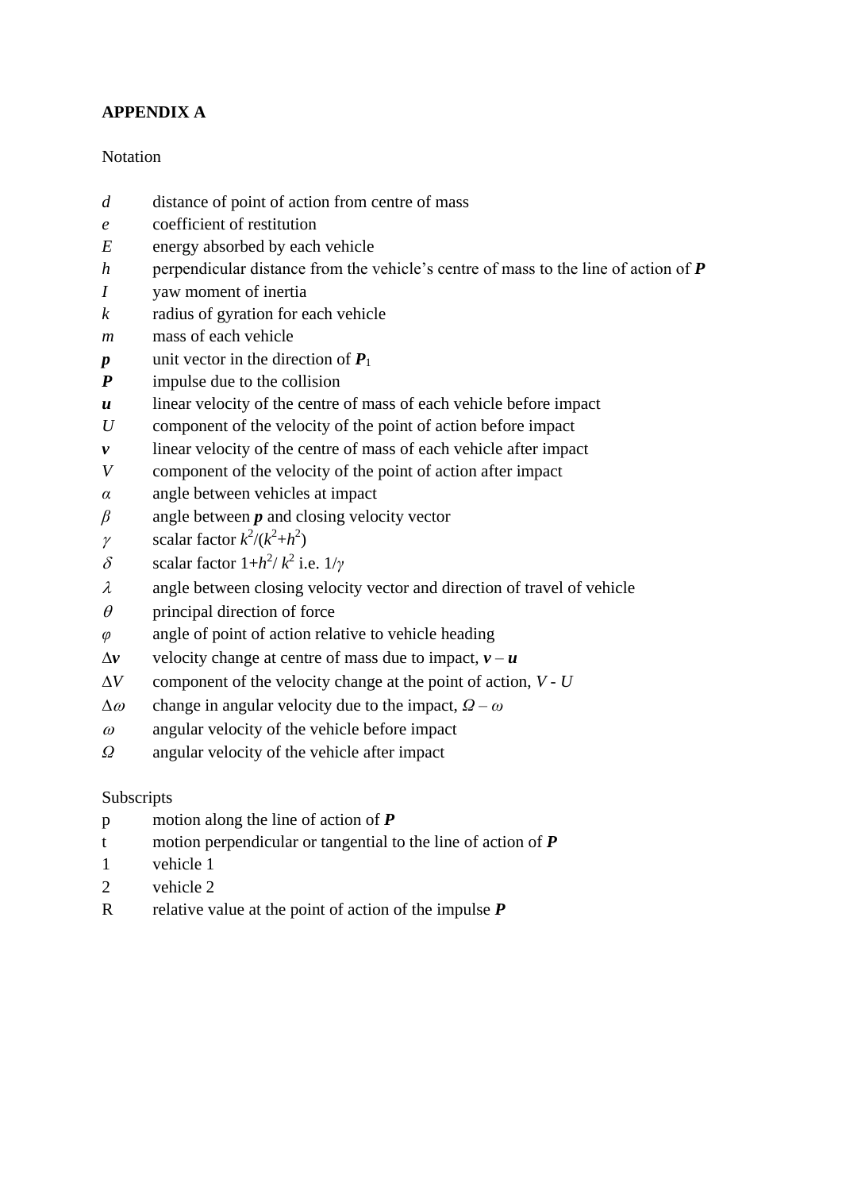**APPENDIX A**

Notation

| | |
|---|---|
| $d$ | distance of point of action from centre of mass |
| $e$ | coefficient of restitution |
| $E$ | energy absorbed by each vehicle |
| $h$ | perpendicular distance from the vehicle's centre of mass to the line of action of $\boldsymbol{P}$ |
| $I$ | yaw moment of inertia |
| $k$ | radius of gyration for each vehicle |
| $m$ | mass of each vehicle |
| $\boldsymbol{p}$ | unit vector in the direction of $\boldsymbol{P}_1$ |
| $\boldsymbol{P}$ | impulse due to the collision |
| $\boldsymbol{u}$ | linear velocity of the centre of mass of each vehicle before impact |
| $U$ | component of the velocity of the point of action before impact |
| $\boldsymbol{v}$ | linear velocity of the centre of mass of each vehicle after impact |
| $V$ | component of the velocity of the point of action after impact |
| $\alpha$ | angle between vehicles at impact |
| $\beta$ | angle between $\boldsymbol{p}$ and closing velocity vector |
| $\gamma$ | scalar factor $k^2/(k^2+h^2)$ |
| $\delta$ | scalar factor $1+h^2/k^2$ i.e. $1/\gamma$ |
| $\lambda$ | angle between closing velocity vector and direction of travel of vehicle |
| $\theta$ | principal direction of force |
| $\varphi$ | angle of point of action relative to vehicle heading |
| $\Delta\boldsymbol{v}$ | velocity change at centre of mass due to impact, $\boldsymbol{v} - \boldsymbol{u}$ |
| $\Delta V$ | component of the velocity change at the point of action, $V - U$ |
| $\Delta\omega$ | change in angular velocity due to the impact, $\Omega - \omega$ |
| $\omega$ | angular velocity of the vehicle before impact |
| $\Omega$ | angular velocity of the vehicle after impact |

Subscripts

| | |
|---|---|
| p | motion along the line of action of $\boldsymbol{P}$ |
| t | motion perpendicular or tangential to the line of action of $\boldsymbol{P}$ |
| 1 | vehicle 1 |
| 2 | vehicle 2 |
| R | relative value at the point of action of the impulse $\boldsymbol{P}$ |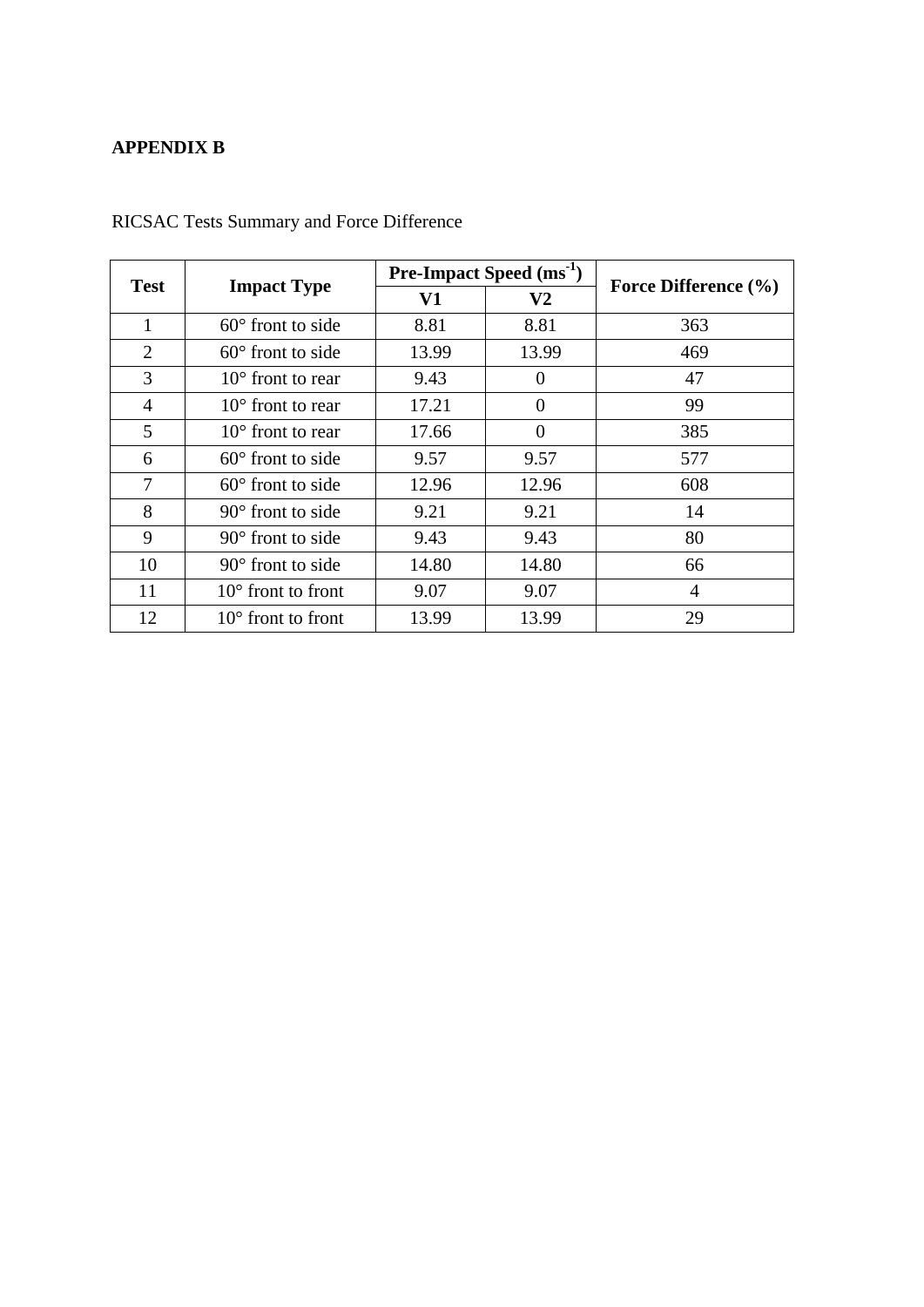## APPENDIX B

RICSAC Tests Summary and Force Difference

| Test | Impact Type | Pre-Impact Speed ($ms^{-1}$) | | Force Difference (%) |
|---|---|---|---|---|
| | | V1 | V2 | |
| 1 | 60° front to side | 8.81 | 8.81 | 363 |
| 2 | 60° front to side | 13.99 | 13.99 | 469 |
| 3 | 10° front to rear | 9.43 | 0 | 47 |
| 4 | 10° front to rear | 17.21 | 0 | 99 |
| 5 | 10° front to rear | 17.66 | 0 | 385 |
| 6 | 60° front to side | 9.57 | 9.57 | 577 |
| 7 | 60° front to side | 12.96 | 12.96 | 608 |
| 8 | 90° front to side | 9.21 | 9.21 | 14 |
| 9 | 90° front to side | 9.43 | 9.43 | 80 |
| 10 | 90° front to side | 14.80 | 14.80 | 66 |
| 11 | 10° front to front | 9.07 | 9.07 | 4 |
| 12 | 10° front to front | 13.99 | 13.99 | 29 |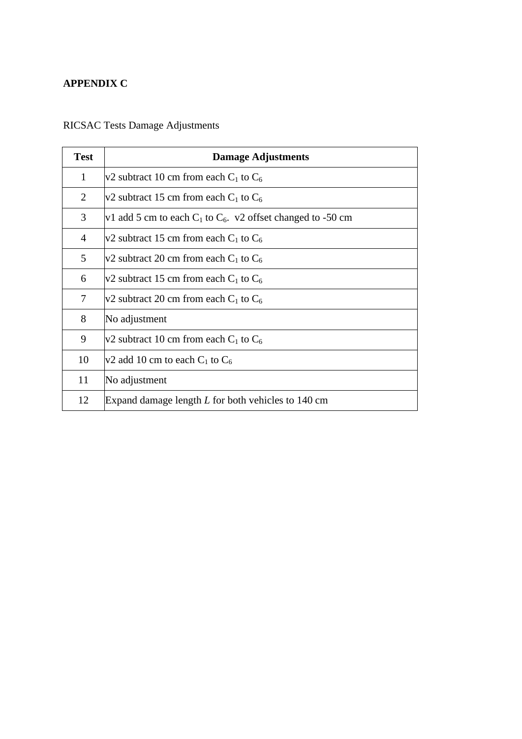**APPENDIX C**

RICSAC Tests Damage Adjustments

| Test | Damage Adjustments |
|---|---|
| 1 | v2 subtract 10 cm from each $C_1$ to $C_6$ |
| 2 | v2 subtract 15 cm from each $C_1$ to $C_6$ |
| 3 | v1 add 5 cm to each $C_1$ to $C_6$. v2 offset changed to -50 cm |
| 4 | v2 subtract 15 cm from each $C_1$ to $C_6$ |
| 5 | v2 subtract 20 cm from each $C_1$ to $C_6$ |
| 6 | v2 subtract 15 cm from each $C_1$ to $C_6$ |
| 7 | v2 subtract 20 cm from each $C_1$ to $C_6$ |
| 8 | No adjustment |
| 9 | v2 subtract 10 cm from each $C_1$ to $C_6$ |
| 10 | v2 add 10 cm to each $C_1$ to $C_6$ |
| 11 | No adjustment |
| 12 | Expand damage length $L$ for both vehicles to 140 cm |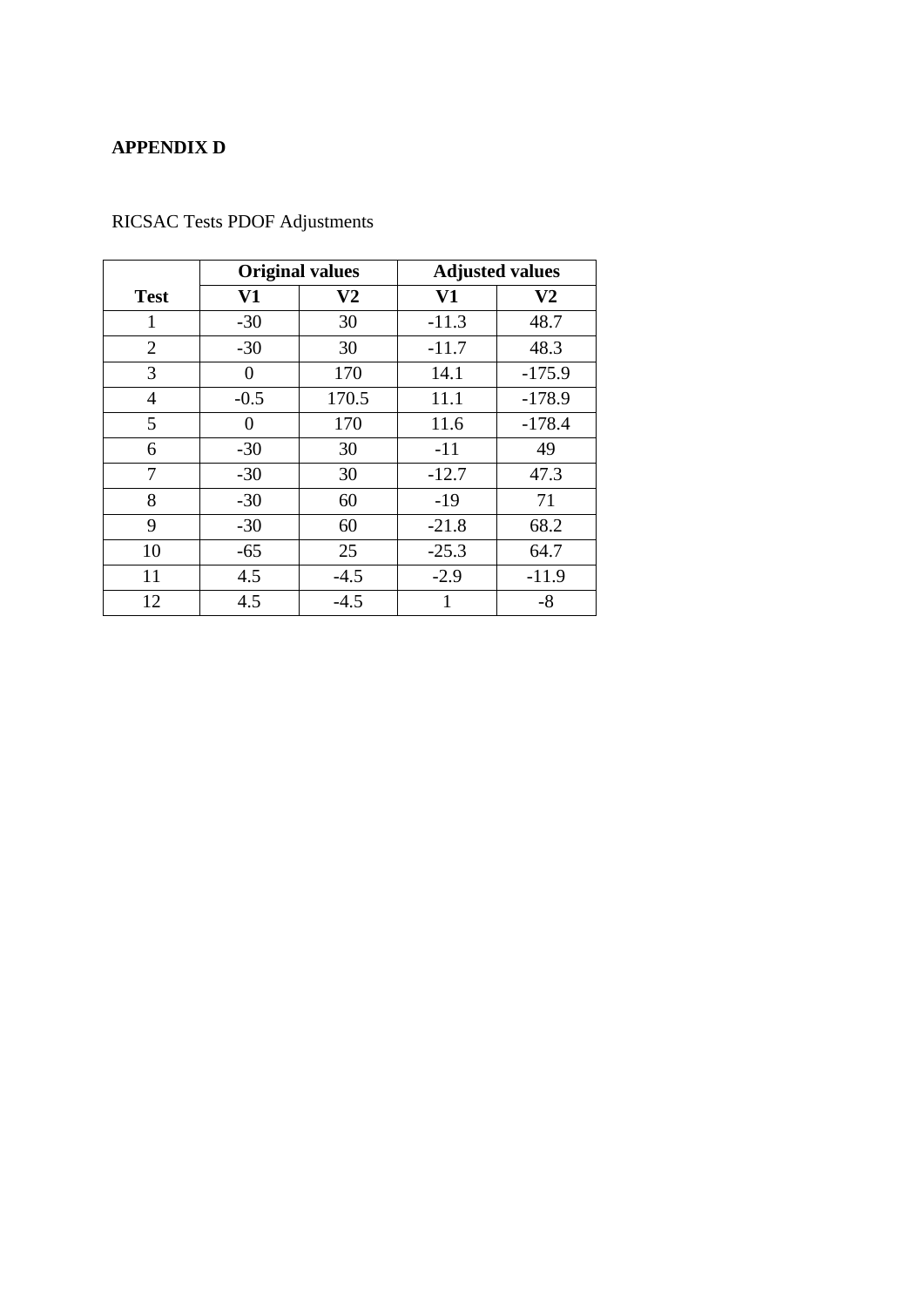**APPENDIX D**

RICSAC Tests PDOF Adjustments

| | Original values | | Adjusted values | |
|---|---|---|---|---|
| **Test** | **V1** | **V2** | **V1** | **V2** |
| 1 | -30 | 30 | -11.3 | 48.7 |
| 2 | -30 | 30 | -11.7 | 48.3 |
| 3 | 0 | 170 | 14.1 | -175.9 |
| 4 | -0.5 | 170.5 | 11.1 | -178.9 |
| 5 | 0 | 170 | 11.6 | -178.4 |
| 6 | -30 | 30 | -11 | 49 |
| 7 | -30 | 30 | -12.7 | 47.3 |
| 8 | -30 | 60 | -19 | 71 |
| 9 | -30 | 60 | -21.8 | 68.2 |
| 10 | -65 | 25 | -25.3 | 64.7 |
| 11 | 4.5 | -4.5 | -2.9 | -11.9 |
| 12 | 4.5 | -4.5 | 1 | -8 |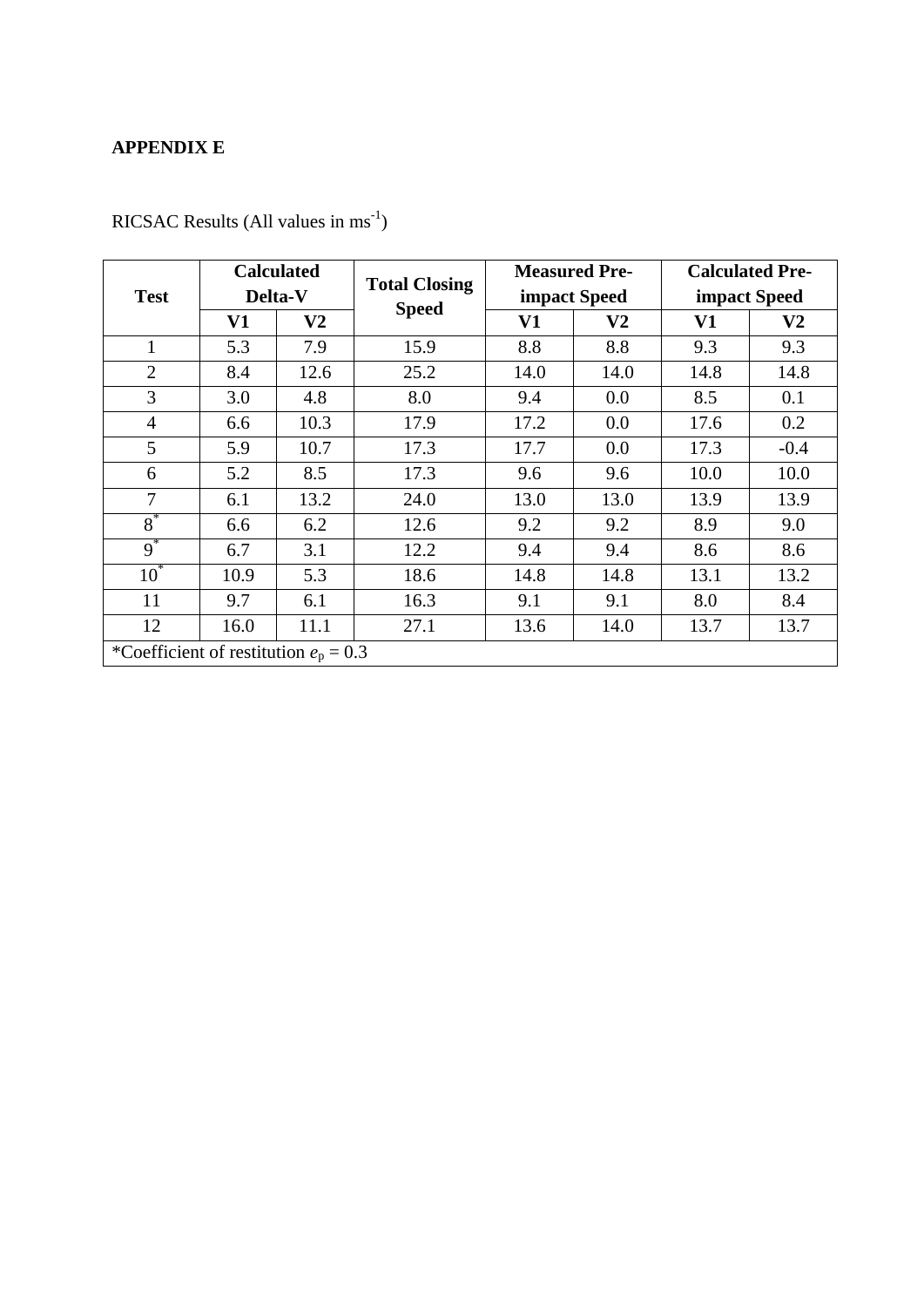**APPENDIX E**

RICSAC Results (All values in $ms^{-1}$)

| Test | Calculated Delta-V | | Total Closing Speed | Measured Pre-impact Speed | | Calculated Pre-impact Speed | |
|---|---|---|---|---|---|---|---|
| | V1 | V2 | | V1 | V2 | V1 | V2 |
| 1 | 5.3 | 7.9 | 15.9 | 8.8 | 8.8 | 9.3 | 9.3 |
| 2 | 8.4 | 12.6 | 25.2 | 14.0 | 14.0 | 14.8 | 14.8 |
| 3 | 3.0 | 4.8 | 8.0 | 9.4 | 0.0 | 8.5 | 0.1 |
| 4 | 6.6 | 10.3 | 17.9 | 17.2 | 0.0 | 17.6 | 0.2 |
| 5 | 5.9 | 10.7 | 17.3 | 17.7 | 0.0 | 17.3 | -0.4 |
| 6 | 5.2 | 8.5 | 17.3 | 9.6 | 9.6 | 10.0 | 10.0 |
| 7 | 6.1 | 13.2 | 24.0 | 13.0 | 13.0 | 13.9 | 13.9 |
| 8* | 6.6 | 6.2 | 12.6 | 9.2 | 9.2 | 8.9 | 9.0 |
| 9* | 6.7 | 3.1 | 12.2 | 9.4 | 9.4 | 8.6 | 8.6 |
| 10* | 10.9 | 5.3 | 18.6 | 14.8 | 14.8 | 13.1 | 13.2 |
| 11 | 9.7 | 6.1 | 16.3 | 9.1 | 9.1 | 8.0 | 8.4 |
| 12 | 16.0 | 11.1 | 27.1 | 13.6 | 14.0 | 13.7 | 13.7 |

*Coefficient of restitution $e_p = 0.3$